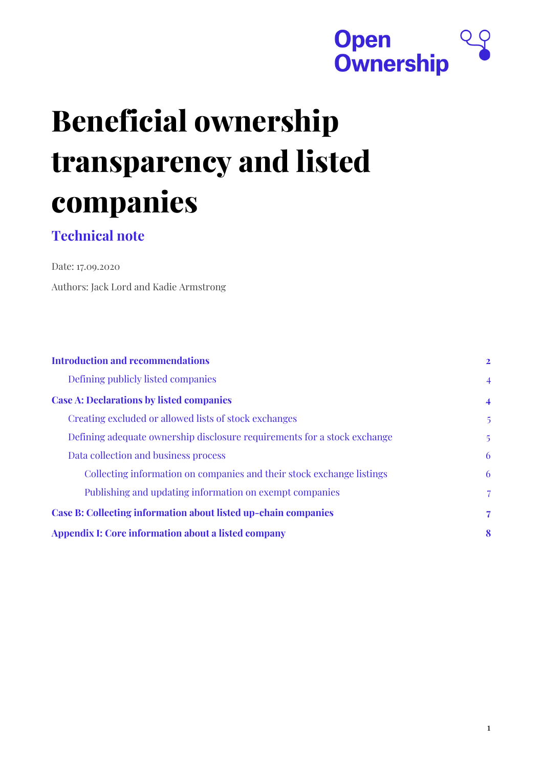Open Ownership

# Beneficial ownership transparency and listed companies

## Technical note

Date: 17.09.2020

Authors: Jack Lord and Kadie Armstrong

| | |
|---|---|
| **Introduction and recommendations** | **2** |
| Defining publicly listed companies | 4 |
| **Case A: Declarations by listed companies** | **4** |
| Creating excluded or allowed lists of stock exchanges | 5 |
| Defining adequate ownership disclosure requirements for a stock exchange | 5 |
| Data collection and business process | 6 |
| Collecting information on companies and their stock exchange listings | 6 |
| Publishing and updating information on exempt companies | 7 |
| **Case B: Collecting information about listed up-chain companies** | **7** |
| **Appendix I: Core information about a listed company** | **8** |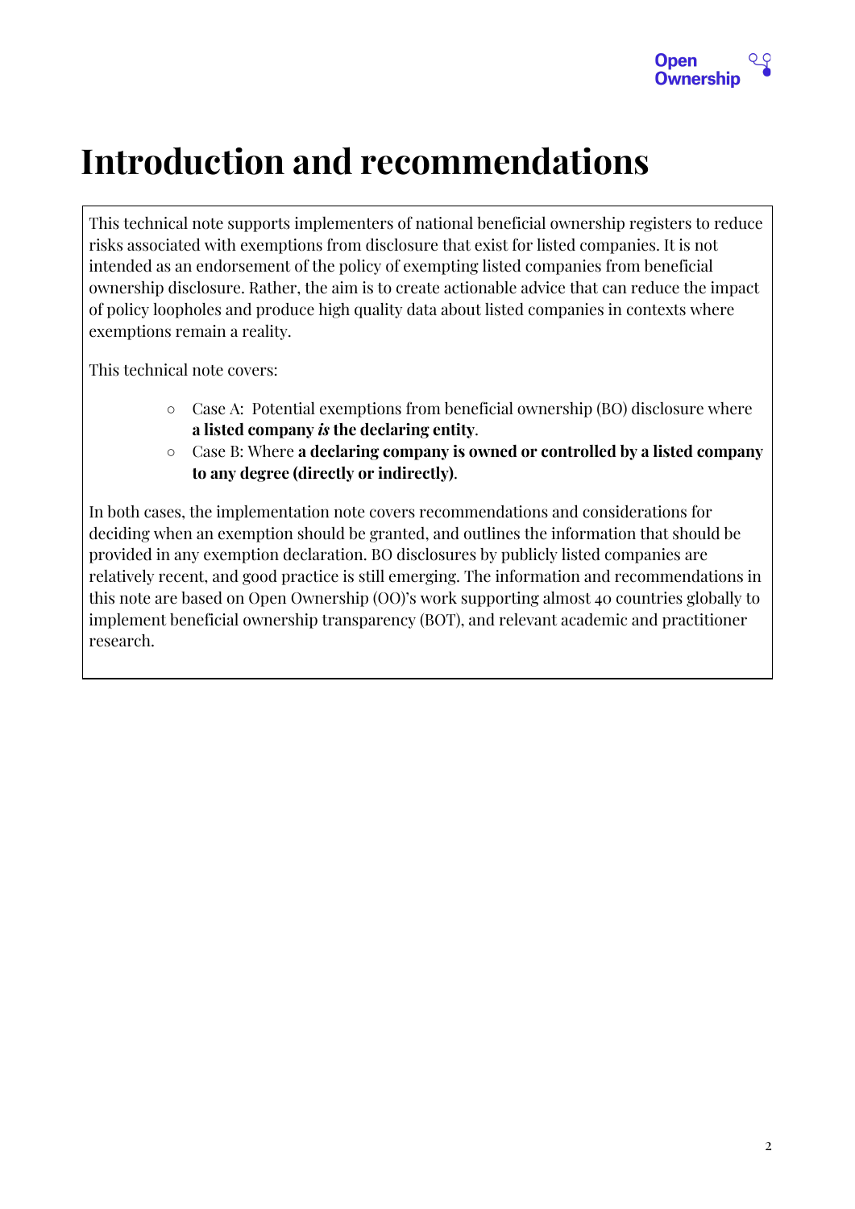# Introduction and recommendations

This technical note supports implementers of national beneficial ownership registers to reduce risks associated with exemptions from disclosure that exist for listed companies. It is not intended as an endorsement of the policy of exempting listed companies from beneficial ownership disclosure. Rather, the aim is to create actionable advice that can reduce the impact of policy loopholes and produce high quality data about listed companies in contexts where exemptions remain a reality.

This technical note covers:

- Case A: Potential exemptions from beneficial ownership (BO) disclosure where **a listed company *is* the declaring entity**.
- Case B: Where **a declaring company is owned or controlled by a listed company to any degree (directly or indirectly)**.

In both cases, the implementation note covers recommendations and considerations for deciding when an exemption should be granted, and outlines the information that should be provided in any exemption declaration. BO disclosures by publicly listed companies are relatively recent, and good practice is still emerging. The information and recommendations in this note are based on Open Ownership (OO)'s work supporting almost 40 countries globally to implement beneficial ownership transparency (BOT), and relevant academic and practitioner research.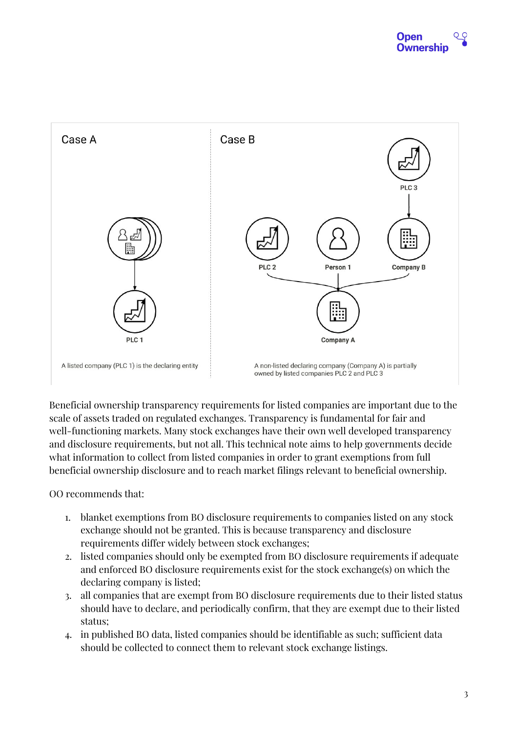Case A

PLC 1

A listed company (PLC 1) is the declaring entity

Case B

PLC 3

PLC 2 | Person 1 | Company B

Company A

A non-listed declaring company (Company A) is partially owned by listed companies PLC 2 and PLC 3

Beneficial ownership transparency requirements for listed companies are important due to the scale of assets traded on regulated exchanges. Transparency is fundamental for fair and well-functioning markets. Many stock exchanges have their own well developed transparency and disclosure requirements, but not all. This technical note aims to help governments decide what information to collect from listed companies in order to grant exemptions from full beneficial ownership disclosure and to reach market filings relevant to beneficial ownership.

OO recommends that:

1. blanket exemptions from BO disclosure requirements to companies listed on any stock exchange should not be granted. This is because transparency and disclosure requirements differ widely between stock exchanges;
2. listed companies should only be exempted from BO disclosure requirements if adequate and enforced BO disclosure requirements exist for the stock exchange(s) on which the declaring company is listed;
3. all companies that are exempt from BO disclosure requirements due to their listed status should have to declare, and periodically confirm, that they are exempt due to their listed status;
4. in published BO data, listed companies should be identifiable as such; sufficient data should be collected to connect them to relevant stock exchange listings.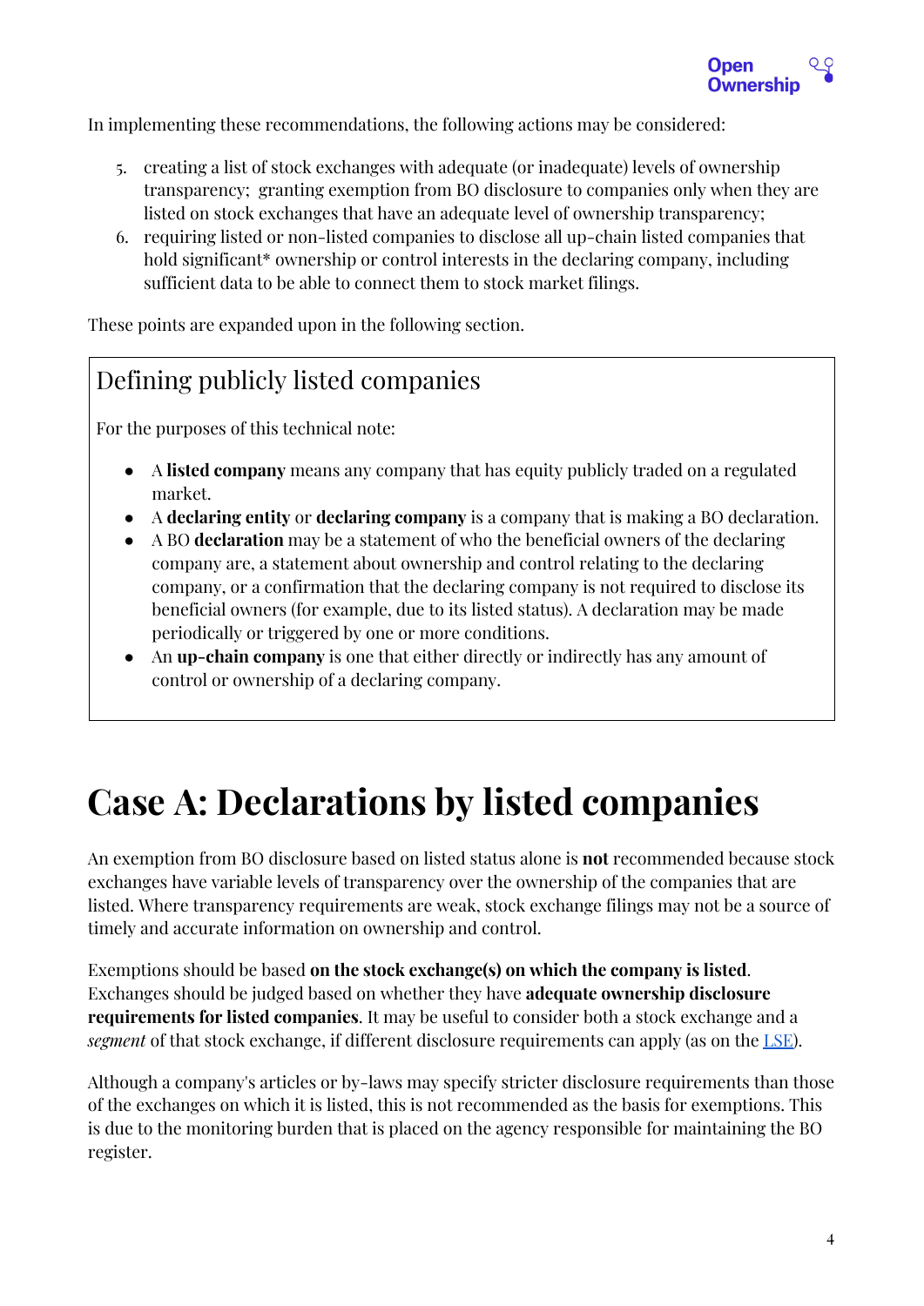In implementing these recommendations, the following actions may be considered:

5. creating a list of stock exchanges with adequate (or inadequate) levels of ownership transparency; granting exemption from BO disclosure to companies only when they are listed on stock exchanges that have an adequate level of ownership transparency;
6. requiring listed or non-listed companies to disclose all up-chain listed companies that hold significant* ownership or control interests in the declaring company, including sufficient data to be able to connect them to stock market filings.

These points are expanded upon in the following section.

## Defining publicly listed companies

For the purposes of this technical note:

- A **listed company** means any company that has equity publicly traded on a regulated market.
- A **declaring entity** or **declaring company** is a company that is making a BO declaration.
- A BO **declaration** may be a statement of who the beneficial owners of the declaring company are, a statement about ownership and control relating to the declaring company, or a confirmation that the declaring company is not required to disclose its beneficial owners (for example, due to its listed status). A declaration may be made periodically or triggered by one or more conditions.
- An **up-chain company** is one that either directly or indirectly has any amount of control or ownership of a declaring company.

# Case A: Declarations by listed companies

An exemption from BO disclosure based on listed status alone is **not** recommended because stock exchanges have variable levels of transparency over the ownership of the companies that are listed. Where transparency requirements are weak, stock exchange filings may not be a source of timely and accurate information on ownership and control.

Exemptions should be based **on the stock exchange(s) on which the company is listed**. Exchanges should be judged based on whether they have **adequate ownership disclosure requirements for listed companies**. It may be useful to consider both a stock exchange and a *segment* of that stock exchange, if different disclosure requirements can apply (as on the LSE).

Although a company's articles or by-laws may specify stricter disclosure requirements than those of the exchanges on which it is listed, this is not recommended as the basis for exemptions. This is due to the monitoring burden that is placed on the agency responsible for maintaining the BO register.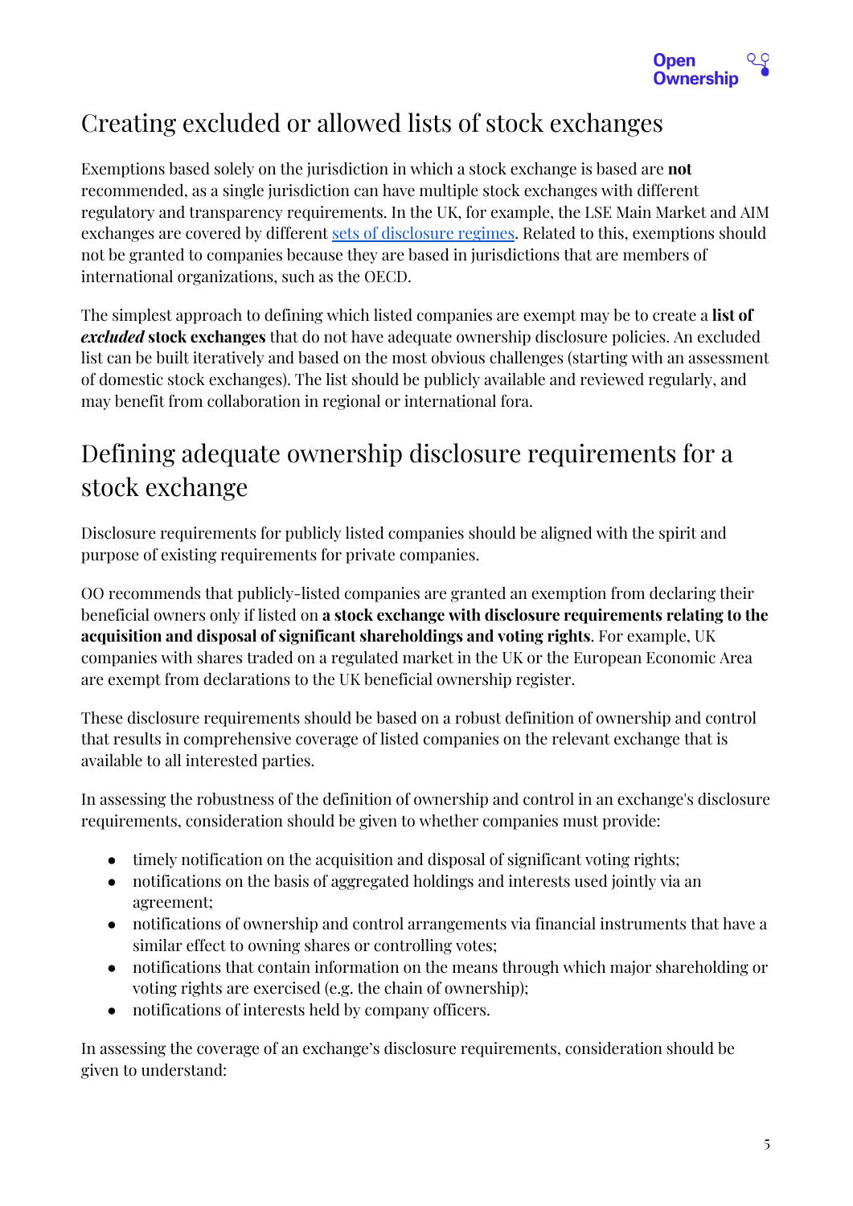## Creating excluded or allowed lists of stock exchanges

Exemptions based solely on the jurisdiction in which a stock exchange is based are **not** recommended, as a single jurisdiction can have multiple stock exchanges with different regulatory and transparency requirements. In the UK, for example, the LSE Main Market and AIM exchanges are covered by different sets of disclosure regimes. Related to this, exemptions should not be granted to companies because they are based in jurisdictions that are members of international organizations, such as the OECD.

The simplest approach to defining which listed companies are exempt may be to create a **list of *excluded* stock exchanges** that do not have adequate ownership disclosure policies. An excluded list can be built iteratively and based on the most obvious challenges (starting with an assessment of domestic stock exchanges). The list should be publicly available and reviewed regularly, and may benefit from collaboration in regional or international fora.

## Defining adequate ownership disclosure requirements for a stock exchange

Disclosure requirements for publicly listed companies should be aligned with the spirit and purpose of existing requirements for private companies.

OO recommends that publicly-listed companies are granted an exemption from declaring their beneficial owners only if listed on **a stock exchange with disclosure requirements relating to the acquisition and disposal of significant shareholdings and voting rights**. For example, UK companies with shares traded on a regulated market in the UK or the European Economic Area are exempt from declarations to the UK beneficial ownership register.

These disclosure requirements should be based on a robust definition of ownership and control that results in comprehensive coverage of listed companies on the relevant exchange that is available to all interested parties.

In assessing the robustness of the definition of ownership and control in an exchange's disclosure requirements, consideration should be given to whether companies must provide:

- timely notification on the acquisition and disposal of significant voting rights;
- notifications on the basis of aggregated holdings and interests used jointly via an agreement;
- notifications of ownership and control arrangements via financial instruments that have a similar effect to owning shares or controlling votes;
- notifications that contain information on the means through which major shareholding or voting rights are exercised (e.g. the chain of ownership);
- notifications of interests held by company officers.

In assessing the coverage of an exchange's disclosure requirements, consideration should be given to understand: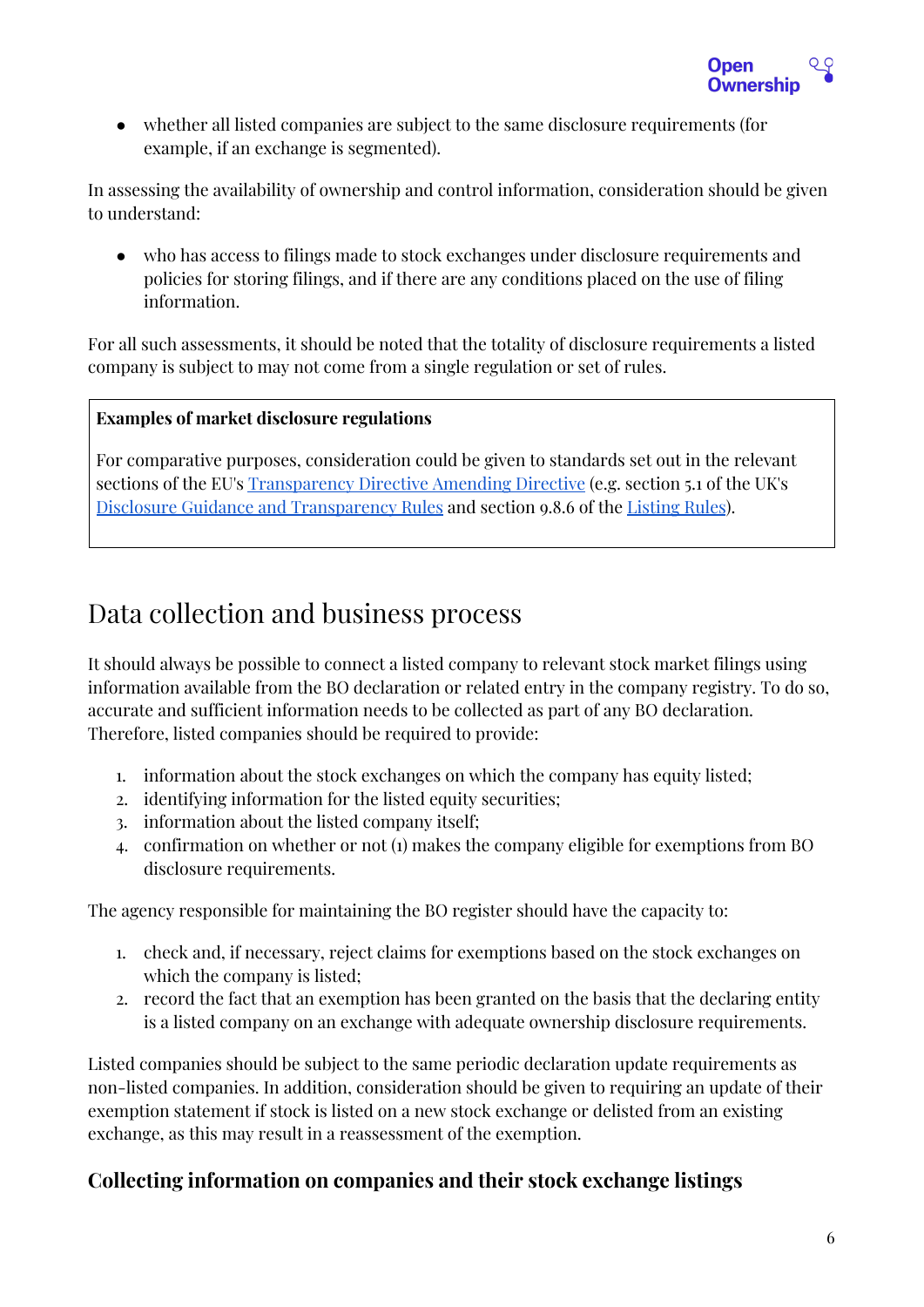- whether all listed companies are subject to the same disclosure requirements (for example, if an exchange is segmented).

In assessing the availability of ownership and control information, consideration should be given to understand:

- who has access to filings made to stock exchanges under disclosure requirements and policies for storing filings, and if there are any conditions placed on the use of filing information.

For all such assessments, it should be noted that the totality of disclosure requirements a listed company is subject to may not come from a single regulation or set of rules.

> **Examples of market disclosure regulations**
>
> For comparative purposes, consideration could be given to standards set out in the relevant sections of the EU's Transparency Directive Amending Directive (e.g. section 5.1 of the UK's Disclosure Guidance and Transparency Rules and section 9.8.6 of the Listing Rules).

# Data collection and business process

It should always be possible to connect a listed company to relevant stock market filings using information available from the BO declaration or related entry in the company registry. To do so, accurate and sufficient information needs to be collected as part of any BO declaration. Therefore, listed companies should be required to provide:

1. information about the stock exchanges on which the company has equity listed;
2. identifying information for the listed equity securities;
3. information about the listed company itself;
4. confirmation on whether or not (1) makes the company eligible for exemptions from BO disclosure requirements.

The agency responsible for maintaining the BO register should have the capacity to:

1. check and, if necessary, reject claims for exemptions based on the stock exchanges on which the company is listed;
2. record the fact that an exemption has been granted on the basis that the declaring entity is a listed company on an exchange with adequate ownership disclosure requirements.

Listed companies should be subject to the same periodic declaration update requirements as non-listed companies. In addition, consideration should be given to requiring an update of their exemption statement if stock is listed on a new stock exchange or delisted from an existing exchange, as this may result in a reassessment of the exemption.

## Collecting information on companies and their stock exchange listings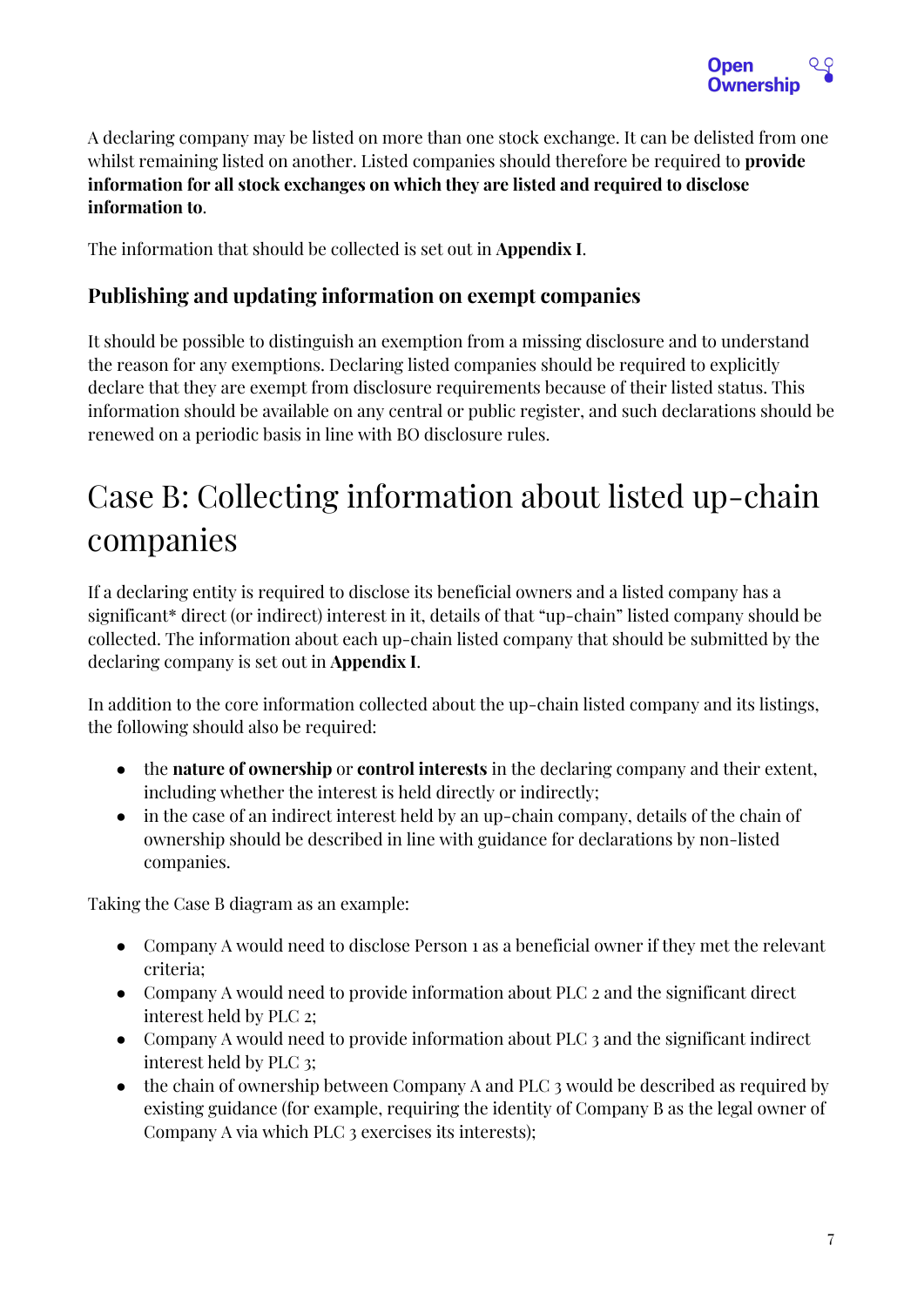A declaring company may be listed on more than one stock exchange. It can be delisted from one whilst remaining listed on another. Listed companies should therefore be required to **provide information for all stock exchanges on which they are listed and required to disclose information to**.

The information that should be collected is set out in **Appendix I**.

### Publishing and updating information on exempt companies

It should be possible to distinguish an exemption from a missing disclosure and to understand the reason for any exemptions. Declaring listed companies should be required to explicitly declare that they are exempt from disclosure requirements because of their listed status. This information should be available on any central or public register, and such declarations should be renewed on a periodic basis in line with BO disclosure rules.

# Case B: Collecting information about listed up-chain companies

If a declaring entity is required to disclose its beneficial owners and a listed company has a significant* direct (or indirect) interest in it, details of that "up-chain" listed company should be collected. The information about each up-chain listed company that should be submitted by the declaring company is set out in **Appendix I**.

In addition to the core information collected about the up-chain listed company and its listings, the following should also be required:

- the **nature of ownership** or **control interests** in the declaring company and their extent, including whether the interest is held directly or indirectly;
- in the case of an indirect interest held by an up-chain company, details of the chain of ownership should be described in line with guidance for declarations by non-listed companies.

Taking the Case B diagram as an example:

- Company A would need to disclose Person 1 as a beneficial owner if they met the relevant criteria;
- Company A would need to provide information about PLC 2 and the significant direct interest held by PLC 2;
- Company A would need to provide information about PLC 3 and the significant indirect interest held by PLC 3;
- the chain of ownership between Company A and PLC 3 would be described as required by existing guidance (for example, requiring the identity of Company B as the legal owner of Company A via which PLC 3 exercises its interests);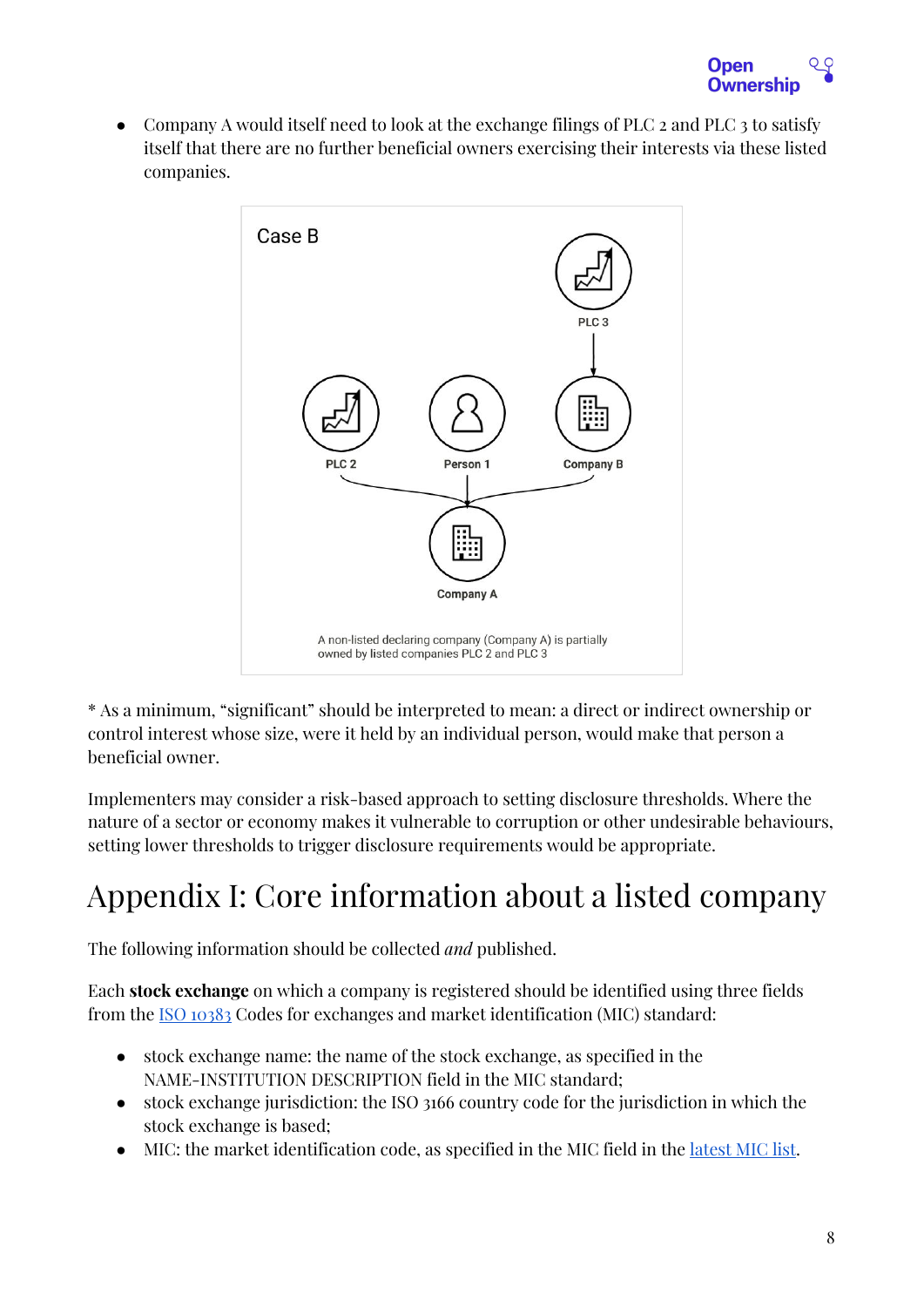- Company A would itself need to look at the exchange filings of PLC 2 and PLC 3 to satisfy itself that there are no further beneficial owners exercising their interests via these listed companies.

Case B

A non-listed declaring company (Company A) is partially owned by listed companies PLC 2 and PLC 3

* As a minimum, "significant" should be interpreted to mean: a direct or indirect ownership or control interest whose size, were it held by an individual person, would make that person a beneficial owner.

Implementers may consider a risk-based approach to setting disclosure thresholds. Where the nature of a sector or economy makes it vulnerable to corruption or other undesirable behaviours, setting lower thresholds to trigger disclosure requirements would be appropriate.

# Appendix I: Core information about a listed company

The following information should be collected *and* published.

Each **stock exchange** on which a company is registered should be identified using three fields from the ISO 10383 Codes for exchanges and market identification (MIC) standard:

- stock exchange name: the name of the stock exchange, as specified in the NAME-INSTITUTION DESCRIPTION field in the MIC standard;
- stock exchange jurisdiction: the ISO 3166 country code for the jurisdiction in which the stock exchange is based;
- MIC: the market identification code, as specified in the MIC field in the latest MIC list.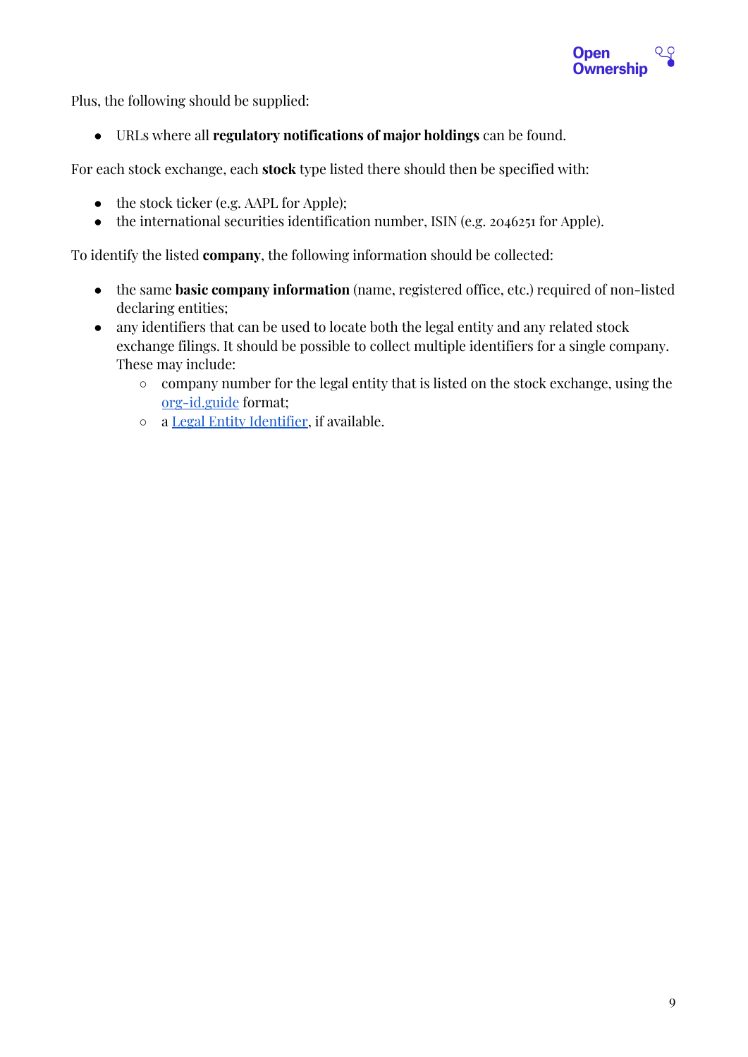Plus, the following should be supplied:

- URLs where all **regulatory notifications of major holdings** can be found.

For each stock exchange, each **stock** type listed there should then be specified with:

- the stock ticker (e.g. AAPL for Apple);
- the international securities identification number, ISIN (e.g. 2046251 for Apple).

To identify the listed **company**, the following information should be collected:

- the same **basic company information** (name, registered office, etc.) required of non-listed declaring entities;
- any identifiers that can be used to locate both the legal entity and any related stock exchange filings. It should be possible to collect multiple identifiers for a single company. These may include:
  - company number for the legal entity that is listed on the stock exchange, using the org-id.guide format;
  - a Legal Entity Identifier, if available.